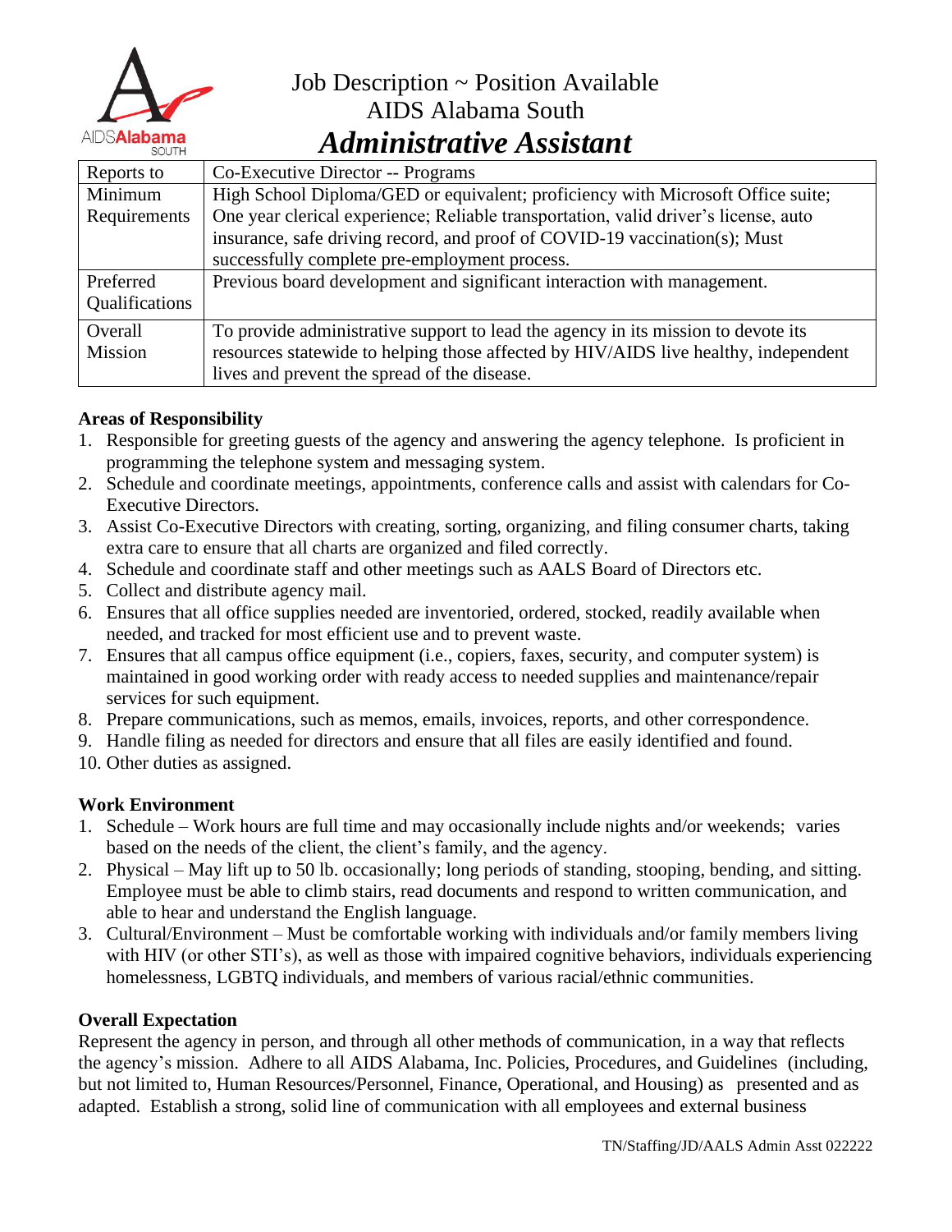# Job Description ~ Position Available

## AIDS Alabama South

## *Administrative Assistant*

| | |
|---|---|
| Reports to | Co-Executive Director -- Programs |
| Minimum Requirements | High School Diploma/GED or equivalent; proficiency with Microsoft Office suite; One year clerical experience; Reliable transportation, valid driver's license, auto insurance, safe driving record, and proof of COVID-19 vaccination(s); Must successfully complete pre-employment process. |
| Preferred Qualifications | Previous board development and significant interaction with management. |
| Overall Mission | To provide administrative support to lead the agency in its mission to devote its resources statewide to helping those affected by HIV/AIDS live healthy, independent lives and prevent the spread of the disease. |

**Areas of Responsibility**

1. Responsible for greeting guests of the agency and answering the agency telephone. Is proficient in programming the telephone system and messaging system.
2. Schedule and coordinate meetings, appointments, conference calls and assist with calendars for Co-Executive Directors.
3. Assist Co-Executive Directors with creating, sorting, organizing, and filing consumer charts, taking extra care to ensure that all charts are organized and filed correctly.
4. Schedule and coordinate staff and other meetings such as AALS Board of Directors etc.
5. Collect and distribute agency mail.
6. Ensures that all office supplies needed are inventoried, ordered, stocked, readily available when needed, and tracked for most efficient use and to prevent waste.
7. Ensures that all campus office equipment (i.e., copiers, faxes, security, and computer system) is maintained in good working order with ready access to needed supplies and maintenance/repair services for such equipment.
8. Prepare communications, such as memos, emails, invoices, reports, and other correspondence.
9. Handle filing as needed for directors and ensure that all files are easily identified and found.
10. Other duties as assigned.

**Work Environment**

1. Schedule – Work hours are full time and may occasionally include nights and/or weekends; varies based on the needs of the client, the client's family, and the agency.
2. Physical – May lift up to 50 lb. occasionally; long periods of standing, stooping, bending, and sitting. Employee must be able to climb stairs, read documents and respond to written communication, and able to hear and understand the English language.
3. Cultural/Environment – Must be comfortable working with individuals and/or family members living with HIV (or other STI's), as well as those with impaired cognitive behaviors, individuals experiencing homelessness, LGBTQ individuals, and members of various racial/ethnic communities.

**Overall Expectation**

Represent the agency in person, and through all other methods of communication, in a way that reflects the agency's mission. Adhere to all AIDS Alabama, Inc. Policies, Procedures, and Guidelines (including, but not limited to, Human Resources/Personnel, Finance, Operational, and Housing) as presented and as adapted. Establish a strong, solid line of communication with all employees and external business

TN/Staffing/JD/AALS Admin Asst 022222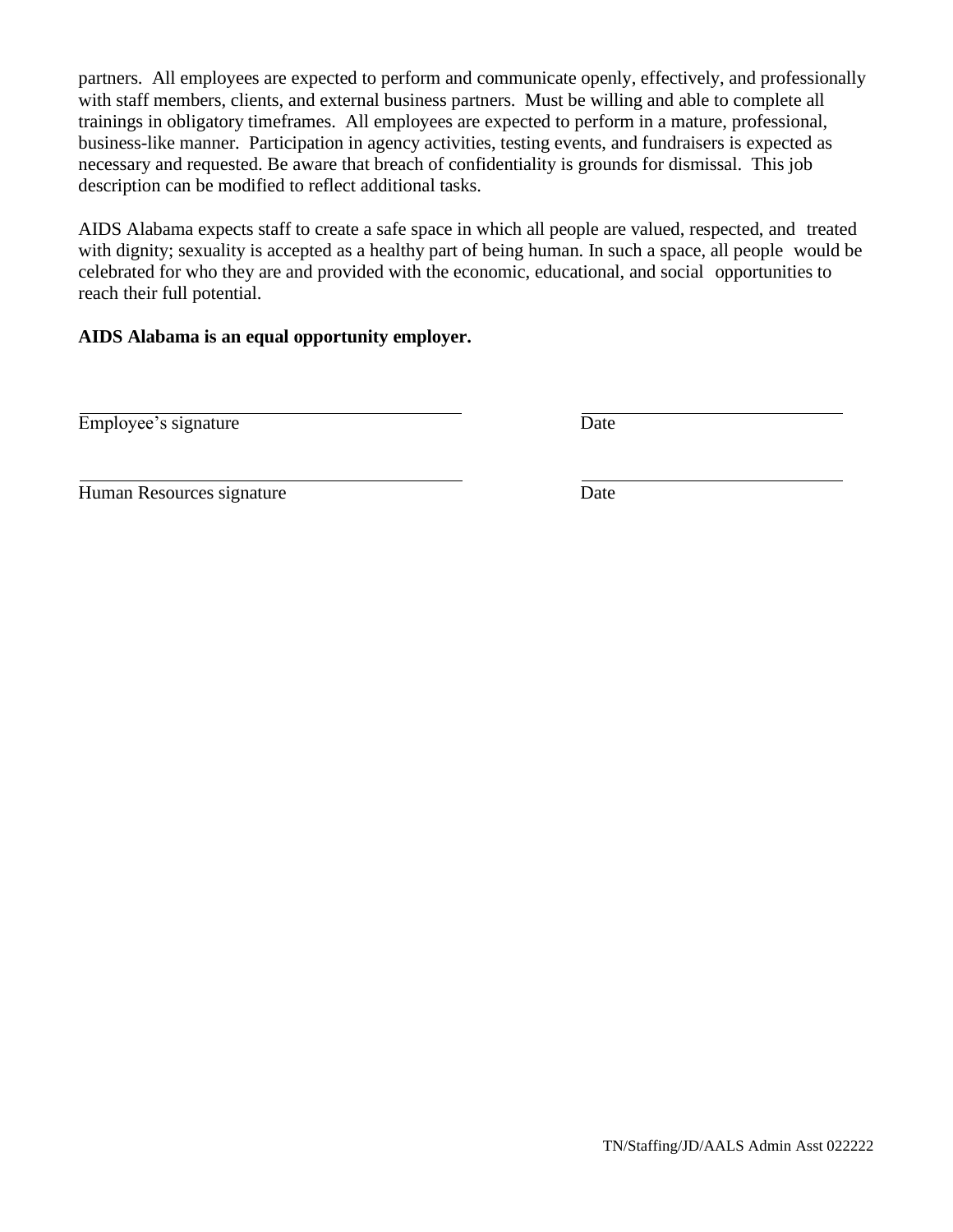partners. All employees are expected to perform and communicate openly, effectively, and professionally with staff members, clients, and external business partners. Must be willing and able to complete all trainings in obligatory timeframes. All employees are expected to perform in a mature, professional, business-like manner. Participation in agency activities, testing events, and fundraisers is expected as necessary and requested. Be aware that breach of confidentiality is grounds for dismissal. This job description can be modified to reflect additional tasks.

AIDS Alabama expects staff to create a safe space in which all people are valued, respected, and treated with dignity; sexuality is accepted as a healthy part of being human. In such a space, all people would be celebrated for who they are and provided with the economic, educational, and social opportunities to reach their full potential.

**AIDS Alabama is an equal opportunity employer.**

\_\_\_\_\_\_\_\_\_\_\_\_\_\_\_\_\_\_\_\_\_\_\_\_\_\_\_\_\_\_\_\_\_\_\_\_\_\_\_\_ \_\_\_\_\_\_\_\_\_\_\_\_\_\_\_\_\_\_\_\_\_\_\_\_\_\_\_

Employee's signature Date

\_\_\_\_\_\_\_\_\_\_\_\_\_\_\_\_\_\_\_\_\_\_\_\_\_\_\_\_\_\_\_\_\_\_\_\_\_\_\_\_ \_\_\_\_\_\_\_\_\_\_\_\_\_\_\_\_\_\_\_\_\_\_\_\_\_\_\_

Human Resources signature Date

TN/Staffing/JD/AALS Admin Asst 022222